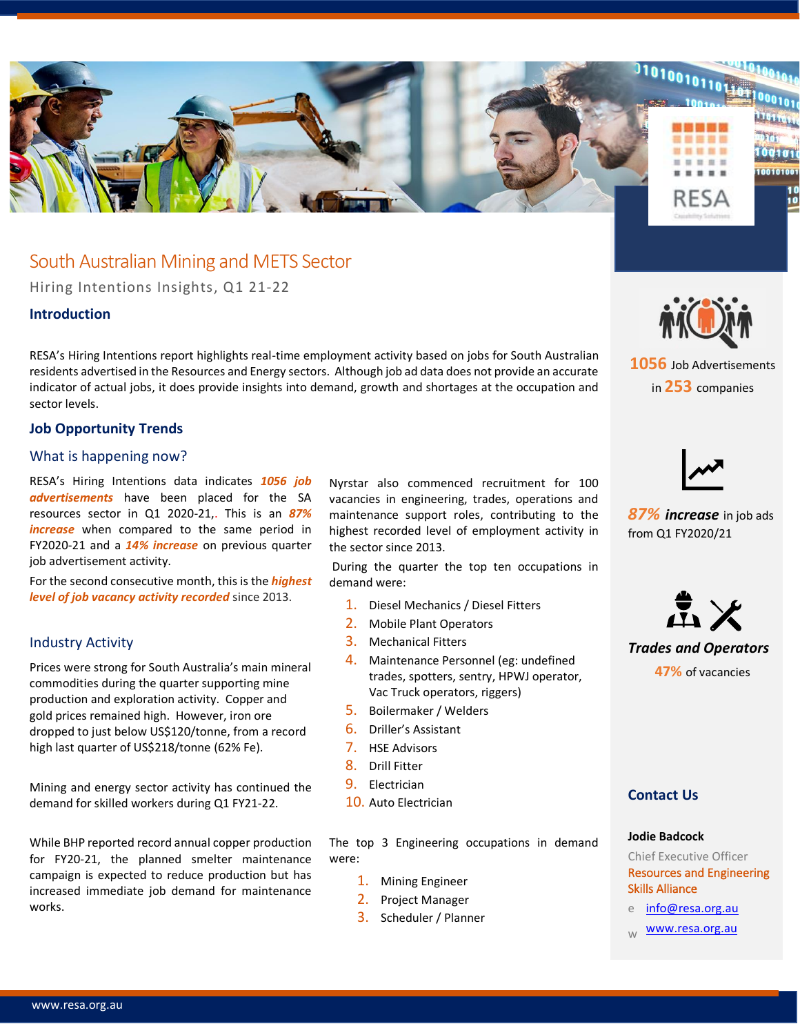# South Australian Mining and METS Sector

Hiring Intentions Insights, Q1 21-22

## Introduction

RESA's Hiring Intentions report highlights real-time employment activity based on jobs for South Australian residents advertised in the Resources and Energy sectors. Although job ad data does not provide an accurate indicator of actual jobs, it does provide insights into demand, growth and shortages at the occupation and sector levels.

## Job Opportunity Trends

### What is happening now?

RESA's Hiring Intentions data indicates ***1056 job advertisements*** have been placed for the SA resources sector in Q1 2020-21,. This is an ***87% increase*** when compared to the same period in FY2020-21 and a ***14% increase*** on previous quarter job advertisement activity.

For the second consecutive month, this is the ***highest level of job vacancy activity recorded*** since 2013.

### Industry Activity

Prices were strong for South Australia's main mineral commodities during the quarter supporting mine production and exploration activity. Copper and gold prices remained high. However, iron ore dropped to just below US$120/tonne, from a record high last quarter of US$218/tonne (62% Fe).

Mining and energy sector activity has continued the demand for skilled workers during Q1 FY21-22.

While BHP reported record annual copper production for FY20-21, the planned smelter maintenance campaign is expected to reduce production but has increased immediate job demand for maintenance works.

Nyrstar also commenced recruitment for 100 vacancies in engineering, trades, operations and maintenance support roles, contributing to the highest recorded level of employment activity in the sector since 2013.

During the quarter the top ten occupations in demand were:

1. Diesel Mechanics / Diesel Fitters
2. Mobile Plant Operators
3. Mechanical Fitters
4. Maintenance Personnel (eg: undefined trades, spotters, sentry, HPWJ operator, Vac Truck operators, riggers)
5. Boilermaker / Welders
6. Driller's Assistant
7. HSE Advisors
8. Drill Fitter
9. Electrician
10. Auto Electrician

The top 3 Engineering occupations in demand were:

1. Mining Engineer
2. Project Manager
3. Scheduler / Planner

**1056** Job Advertisements in **253** companies

***87% increase*** in job ads from Q1 FY2020/21

***Trades and Operators*** **47%** of vacancies

## Contact Us

**Jodie Badcock**
Chief Executive Officer
Resources and Engineering Skills Alliance

e info@resa.org.au
w www.resa.org.au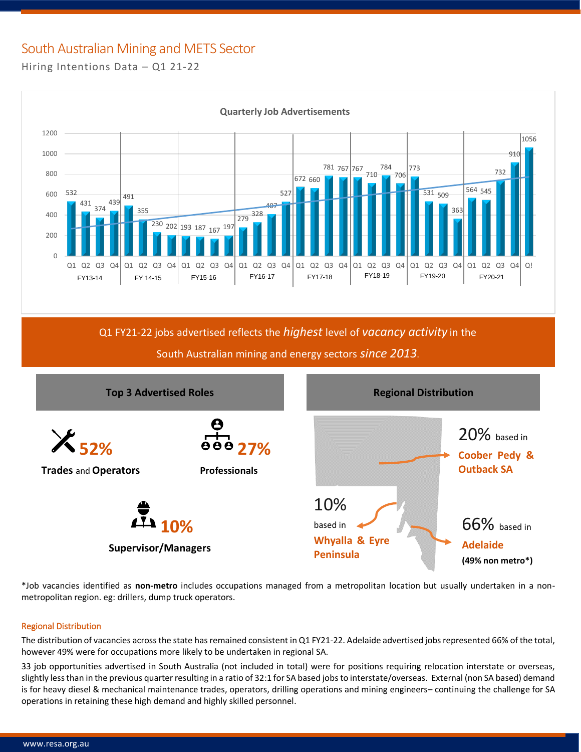# South Australian Mining and METS Sector

Hiring Intentions Data – Q1 21-22

**Quarterly Job Advertisements**

| Financial Year | Q1 | Q2 | Q3 | Q4 |
|---|---|---|---|---|
| FY13-14 | 532 | 431 | 374 | 439 |
| FY 14-15 | 491 | 355 | 230 | 202 |
| FY15-16 | 193 | 187 | 167 | 197 |
| FY16-17 | 279 | 328 | 407 | 527 |
| FY17-18 | 672 | 660 | 781 | 767 |
| FY18-19 | 767 | 710 | 784 | 706 |
| FY19-20 | 773 | 531 | 509 | 363 |
| FY20-21 | 564 | 545 | 732 | 910 |
| Q! | 1056 | | | |

Q1 FY21-22 jobs advertised reflects the *highest* level of *vacancy activity* in the South Australian mining and energy sectors *since 2013*.

## Top 3 Advertised Roles

- **52%** **Trades** and **Operators**
- **27%** **Professionals**
- **10%** **Supervisor/Managers**

## Regional Distribution

- 20% based in **Coober Pedy & Outback SA**
- 10% based in **Whyalla & Eyre Peninsula**
- 66% based in **Adelaide** **(49% non metro*)**

*Job vacancies identified as **non-metro** includes occupations managed from a metropolitan location but usually undertaken in a non-metropolitan region. eg: drillers, dump truck operators.

### Regional Distribution

The distribution of vacancies across the state has remained consistent in Q1 FY21-22. Adelaide advertised jobs represented 66% of the total, however 49% were for occupations more likely to be undertaken in regional SA.

33 job opportunities advertised in South Australia (not included in total) were for positions requiring relocation interstate or overseas, slightly less than in the previous quarter resulting in a ratio of 32:1 for SA based jobs to interstate/overseas. External (non SA based) demand is for heavy diesel & mechanical maintenance trades, operators, drilling operations and mining engineers– continuing the challenge for SA operations in retaining these high demand and highly skilled personnel.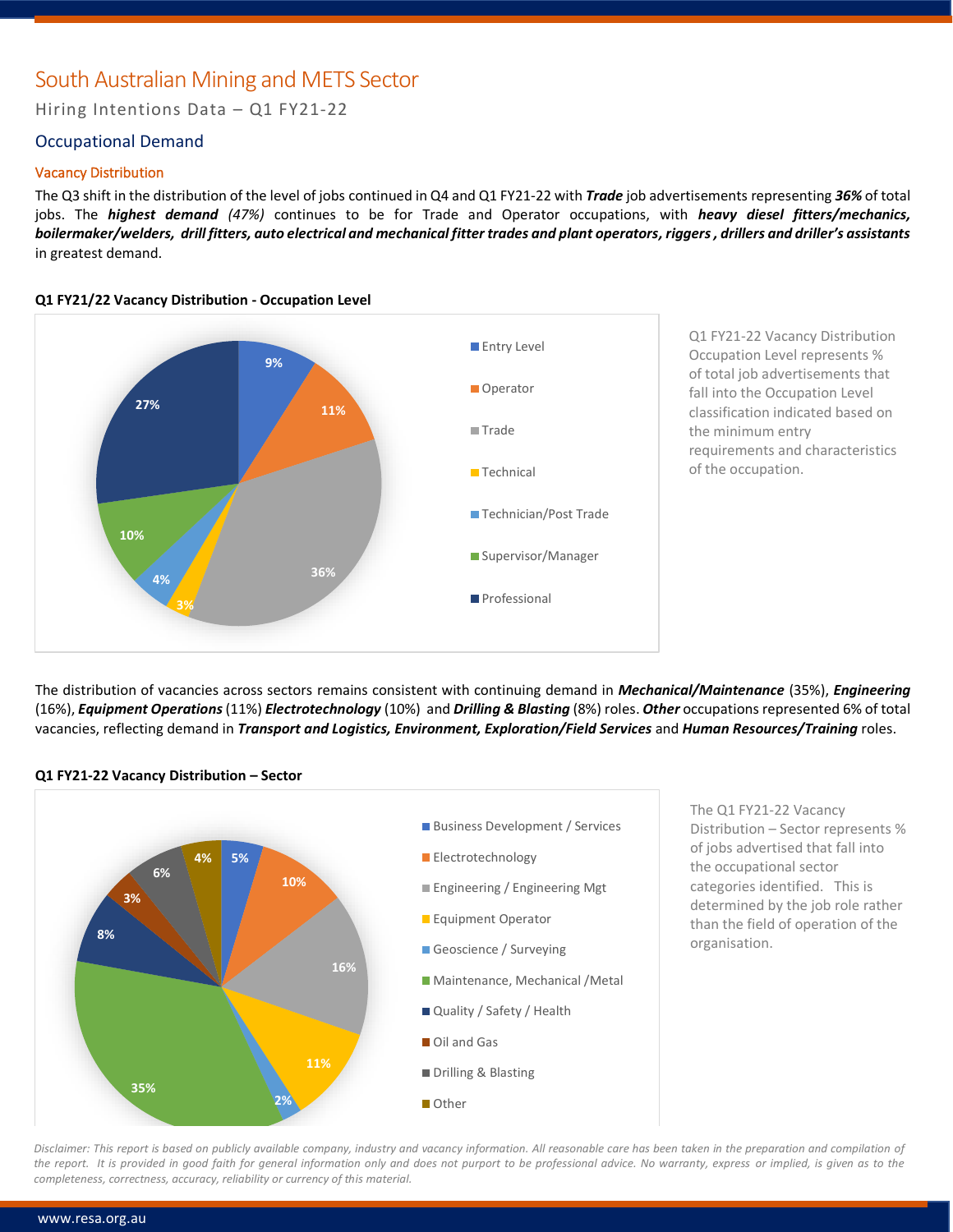# South Australian Mining and METS Sector

Hiring Intentions Data – Q1 FY21-22

## Occupational Demand

### Vacancy Distribution

The Q3 shift in the distribution of the level of jobs continued in Q4 and Q1 FY21-22 with ***Trade*** job advertisements representing ***36%*** of total jobs. The ***highest demand*** *(47%)* continues to be for Trade and Operator occupations, with ***heavy diesel fitters/mechanics, boilermaker/welders, drill fitters, auto electrical and mechanical fitter trades and plant operators, riggers , drillers and driller's assistants*** in greatest demand.

**Q1 FY21/22 Vacancy Distribution - Occupation Level**

9%
11%
36%
3%
4%
10%
27%

Entry Level
Operator
Trade
Technical
Technician/Post Trade
Supervisor/Manager
Professional

Q1 FY21-22 Vacancy Distribution Occupation Level represents % of total job advertisements that fall into the Occupation Level classification indicated based on the minimum entry requirements and characteristics of the occupation.

The distribution of vacancies across sectors remains consistent with continuing demand in ***Mechanical/Maintenance*** (35%), ***Engineering*** (16%), ***Equipment Operations*** (11%) ***Electrotechnology*** (10%) and ***Drilling & Blasting*** (8%) roles. ***Other*** occupations represented 6% of total vacancies, reflecting demand in ***Transport and Logistics, Environment, Exploration/Field Services*** and ***Human Resources/Training*** roles.

**Q1 FY21-22 Vacancy Distribution – Sector**

5%
10%
16%
11%
2%
35%
8%
3%
6%
4%

Business Development / Services
Electrotechnology
Engineering / Engineering Mgt
Equipment Operator
Geoscience / Surveying
Maintenance, Mechanical /Metal
Quality / Safety / Health
Oil and Gas
Drilling & Blasting
Other

The Q1 FY21-22 Vacancy Distribution – Sector represents % of jobs advertised that fall into the occupational sector categories identified. This is determined by the job role rather than the field of operation of the organisation.

*Disclaimer: This report is based on publicly available company, industry and vacancy information. All reasonable care has been taken in the preparation and compilation of the report. It is provided in good faith for general information only and does not purport to be professional advice. No warranty, express or implied, is given as to the completeness, correctness, accuracy, reliability or currency of this material.*

www.resa.org.au